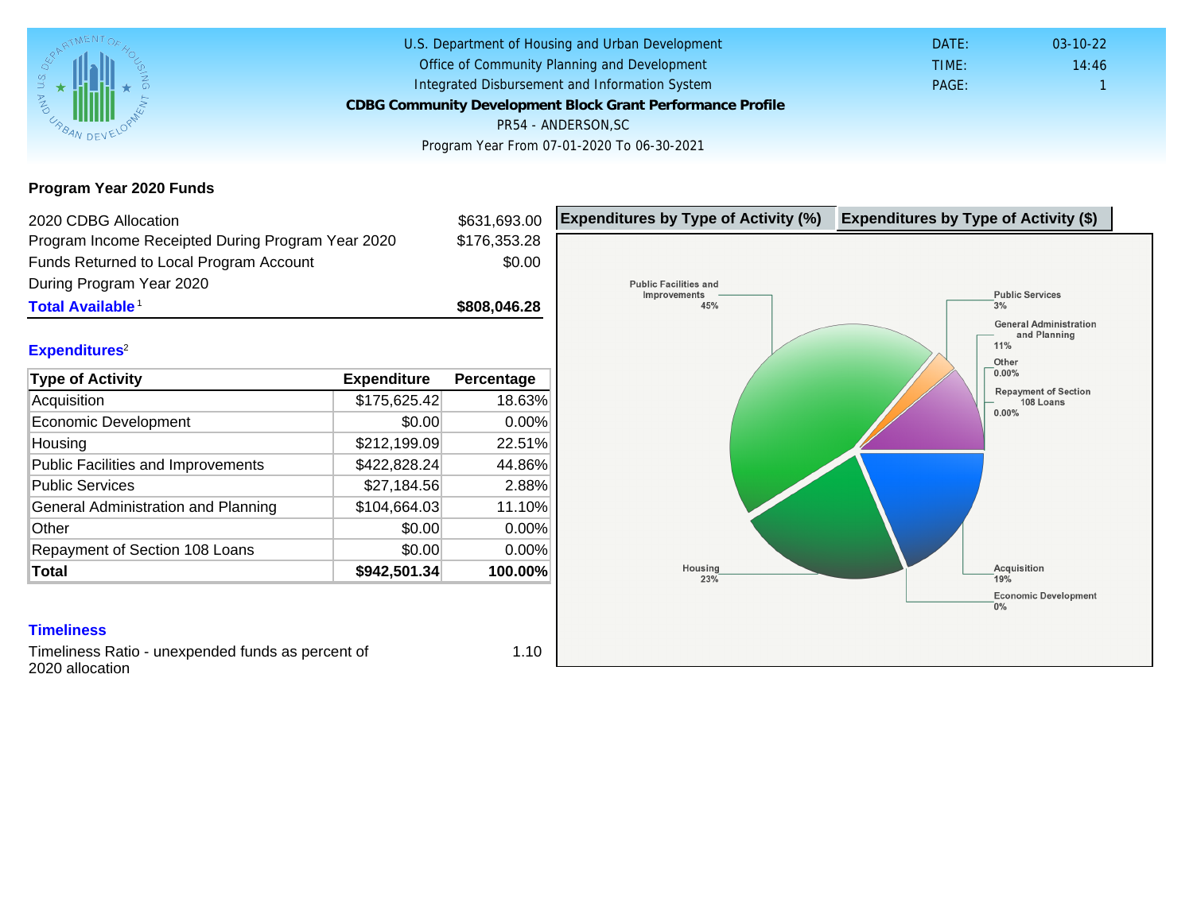U.S. Department of Housing and Urban Development
Office of Community Planning and Development
Integrated Disbursement and Information System

# CDBG Community Development Block Grant Performance Profile

PR54 - ANDERSON,SC

Program Year From 07-01-2020 To 06-30-2021

DATE: 03-10-22
TIME: 14:46
PAGE: 1

## Program Year 2020 Funds

| | |
|---|---|
| 2020 CDBG Allocation | $631,693.00 |
| Program Income Receipted During Program Year 2020 | $176,353.28 |
| Funds Returned to Local Program Account During Program Year 2020 | $0.00 |
| **Total Available**[1] | **$808,046.28** |

## Expenditures[2]

| Type of Activity | Expenditure | Percentage |
|---|---|---|
| Acquisition | $175,625.42 | 18.63% |
| Economic Development | $0.00 | 0.00% |
| Housing | $212,199.09 | 22.51% |
| Public Facilities and Improvements | $422,828.24 | 44.86% |
| Public Services | $27,184.56 | 2.88% |
| General Administration and Planning | $104,664.03 | 11.10% |
| Other | $0.00 | 0.00% |
| Repayment of Section 108 Loans | $0.00 | 0.00% |
| **Total** | **$942,501.34** | **100.00%** |

**Expenditures by Type of Activity (%)** | **Expenditures by Type of Activity ($)**

Public Facilities and Improvements 45%
Public Services 3%
General Administration and Planning 11%
Other 0.00%
Repayment of Section 108 Loans 0.00%
Housing 23%
Acquisition 19%
Economic Development 0%

## Timeliness

Timeliness Ratio - unexpended funds as percent of 2020 allocation: 1.10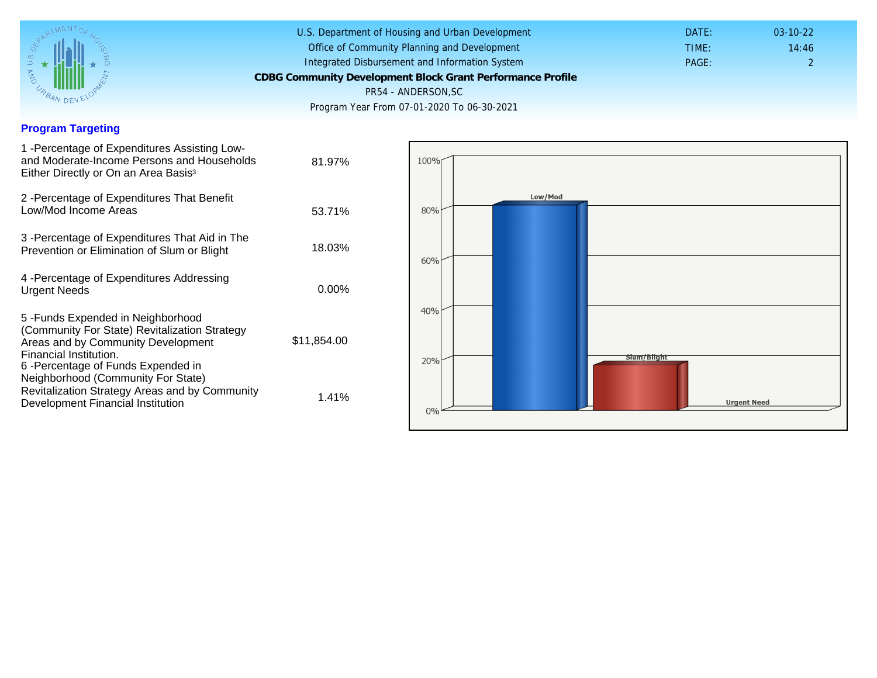U.S. Department of Housing and Urban Development
Office of Community Planning and Development
Integrated Disbursement and Information System

**CDBG Community Development Block Grant Performance Profile**

PR54 - ANDERSON,SC

Program Year From 07-01-2020 To 06-30-2021

DATE: 03-10-22
TIME: 14:46
PAGE: 2

## Program Targeting

| | |
|---|---|
| 1 -Percentage of Expenditures Assisting Low- and Moderate-Income Persons and Households Either Directly or On an Area Basis[3] | 81.97% |
| 2 -Percentage of Expenditures That Benefit Low/Mod Income Areas | 53.71% |
| 3 -Percentage of Expenditures That Aid in The Prevention or Elimination of Slum or Blight | 18.03% |
| 4 -Percentage of Expenditures Addressing Urgent Needs | 0.00% |
| 5 -Funds Expended in Neighborhood (Community For State) Revitalization Strategy Areas and by Community Development Financial Institution. | $11,854.00 |
| 6 -Percentage of Funds Expended in Neighborhood (Community For State) Revitalization Strategy Areas and by Community Development Financial Institution | 1.41% |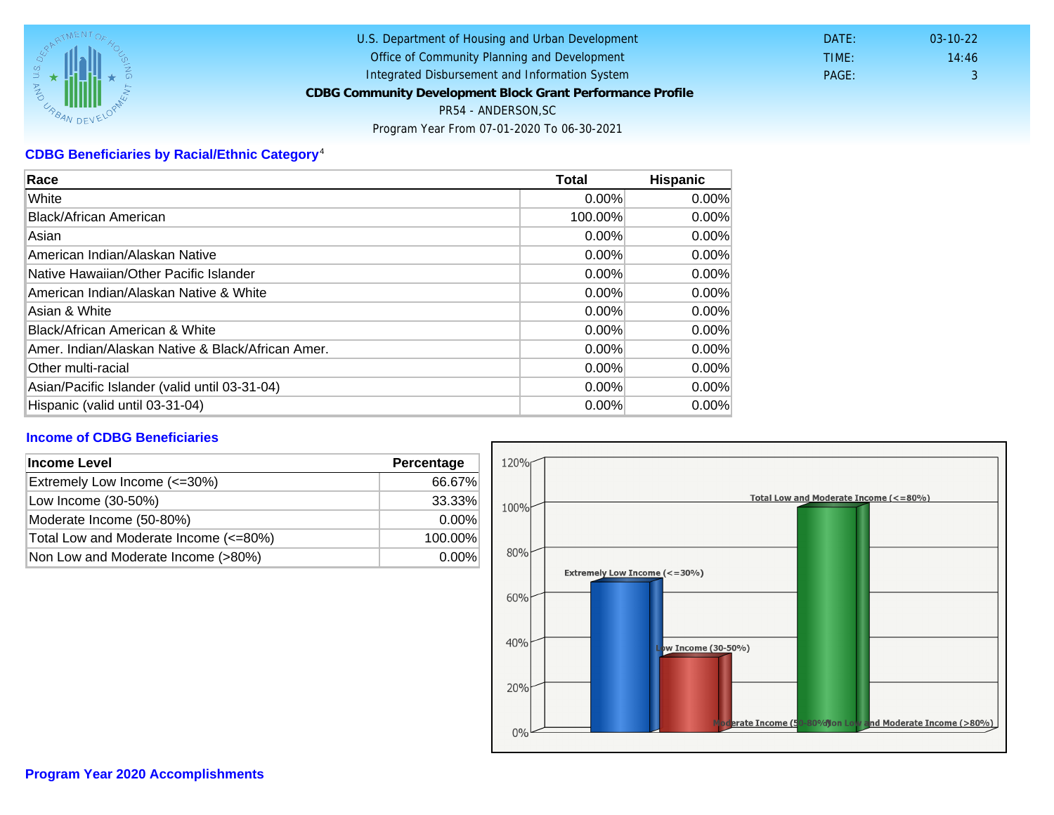U.S. Department of Housing and Urban Development
Office of Community Planning and Development
Integrated Disbursement and Information System

**CDBG Community Development Block Grant Performance Profile**

PR54 - ANDERSON,SC

Program Year From 07-01-2020 To 06-30-2021

DATE: 03-10-22
TIME: 14:46
PAGE: 3

## CDBG Beneficiaries by Racial/Ethnic Category[4]

| Race | Total | Hispanic |
|---|---|---|
| White | 0.00% | 0.00% |
| Black/African American | 100.00% | 0.00% |
| Asian | 0.00% | 0.00% |
| American Indian/Alaskan Native | 0.00% | 0.00% |
| Native Hawaiian/Other Pacific Islander | 0.00% | 0.00% |
| American Indian/Alaskan Native & White | 0.00% | 0.00% |
| Asian & White | 0.00% | 0.00% |
| Black/African American & White | 0.00% | 0.00% |
| Amer. Indian/Alaskan Native & Black/African Amer. | 0.00% | 0.00% |
| Other multi-racial | 0.00% | 0.00% |
| Asian/Pacific Islander (valid until 03-31-04) | 0.00% | 0.00% |
| Hispanic (valid until 03-31-04) | 0.00% | 0.00% |

## Income of CDBG Beneficiaries

| Income Level | Percentage |
|---|---|
| Extremely Low Income (<=30%) | 66.67% |
| Low Income (30-50%) | 33.33% |
| Moderate Income (50-80%) | 0.00% |
| Total Low and Moderate Income (<=80%) | 100.00% |
| Non Low and Moderate Income (>80%) | 0.00% |

## Program Year 2020 Accomplishments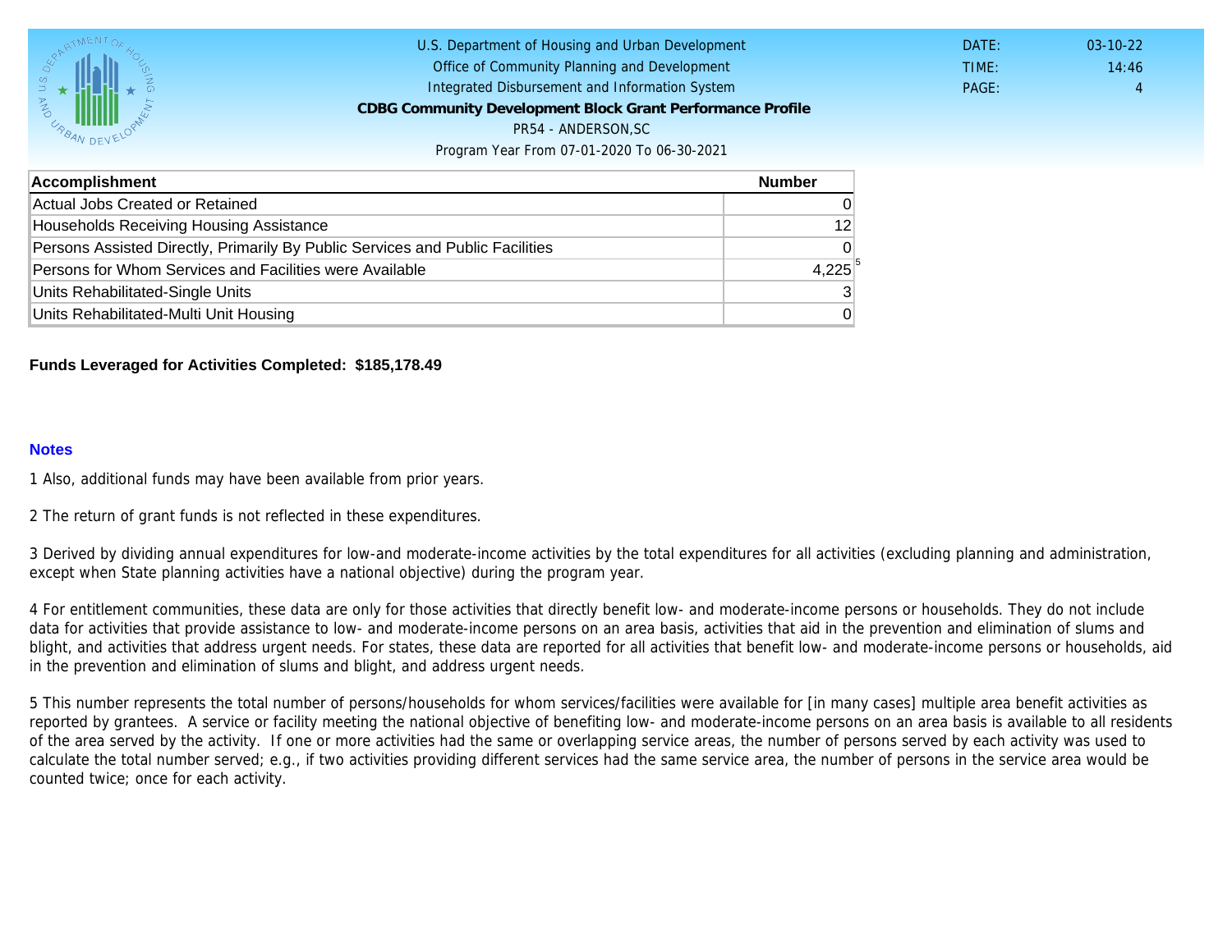U.S. Department of Housing and Urban Development
Office of Community Planning and Development
Integrated Disbursement and Information System

**CDBG Community Development Block Grant Performance Profile**

PR54 - ANDERSON,SC

Program Year From 07-01-2020 To 06-30-2021

DATE: 03-10-22
TIME: 14:46

| Accomplishment | Number |
|---|---|
| Actual Jobs Created or Retained | 0 |
| Households Receiving Housing Assistance | 12 |
| Persons Assisted Directly, Primarily By Public Services and Public Facilities | 0 |
| Persons for Whom Services and Facilities were Available | 4,225 [5] |
| Units Rehabilitated-Single Units | 3 |
| Units Rehabilitated-Multi Unit Housing | 0 |

**Funds Leveraged for Activities Completed: $185,178.49**

## Notes

1 Also, additional funds may have been available from prior years.

2 The return of grant funds is not reflected in these expenditures.

3 Derived by dividing annual expenditures for low-and moderate-income activities by the total expenditures for all activities (excluding planning and administration, except when State planning activities have a national objective) during the program year.

4 For entitlement communities, these data are only for those activities that directly benefit low- and moderate-income persons or households. They do not include data for activities that provide assistance to low- and moderate-income persons on an area basis, activities that aid in the prevention and elimination of slums and blight, and activities that address urgent needs. For states, these data are reported for all activities that benefit low- and moderate-income persons or households, aid in the prevention and elimination of slums and blight, and address urgent needs.

5 This number represents the total number of persons/households for whom services/facilities were available for [in many cases] multiple area benefit activities as reported by grantees. A service or facility meeting the national objective of benefiting low- and moderate-income persons on an area basis is available to all residents of the area served by the activity. If one or more activities had the same or overlapping service areas, the number of persons served by each activity was used to calculate the total number served; e.g., if two activities providing different services had the same service area, the number of persons in the service area would be counted twice; once for each activity.